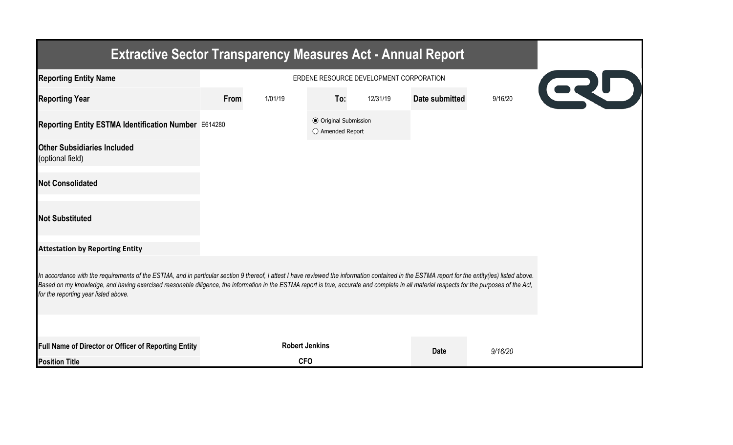# Extractive Sector Transparency Measures Act - Annual Report

| | | | | | | |
|---|---|---|---|---|---|---|
| **Reporting Entity Name** | ERDENE RESOURCE DEVELOPMENT CORPORATION | | | | | |
| **Reporting Year** | **From** | 1/01/19 | **To:** | 12/31/19 | **Date submitted** | 9/16/20 |
| **Reporting Entity ESTMA Identification Number** | E614280 | | ◉ Original Submission<br>○ Amended Report | | | |
| **Other Subsidiaries Included** (optional field) | | | | | | |
| **Not Consolidated** | | | | | | |
| **Not Substituted** | | | | | | |

**Attestation by Reporting Entity**

*In accordance with the requirements of the ESTMA, and in particular section 9 thereof, I attest I have reviewed the information contained in the ESTMA report for the entity(ies) listed above. Based on my knowledge, and having exercised reasonable diligence, the information in the ESTMA report is true, accurate and complete in all material respects for the purposes of the Act, for the reporting year listed above.*

| | | | |
|---|---|---|---|
| **Full Name of Director or Officer of Reporting Entity** | **Robert Jenkins** | **Date** | *9/16/20* |
| **Position Title** | **CFO** | | |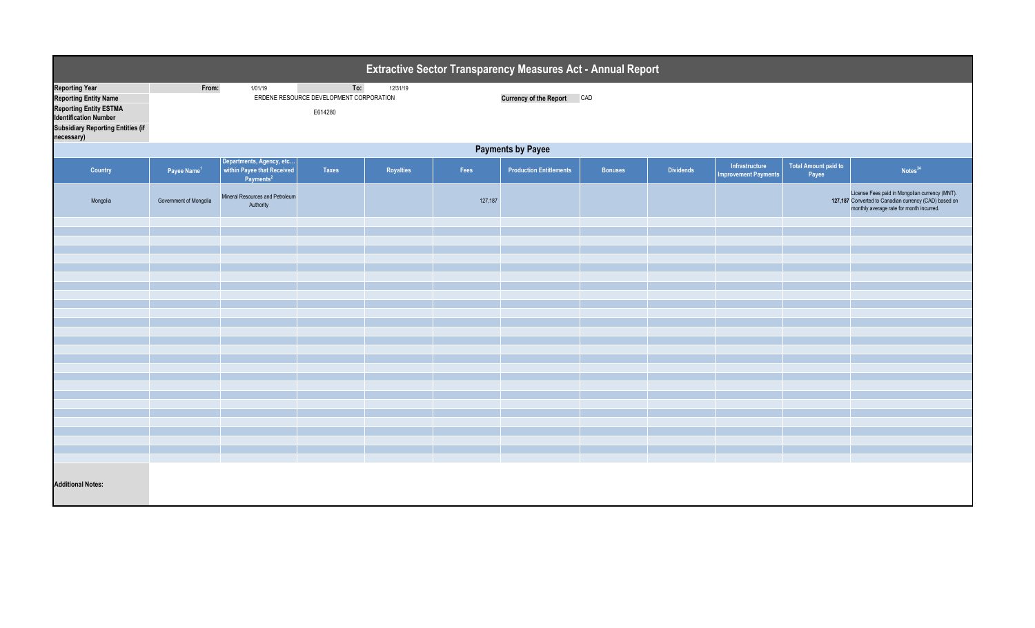# Extractive Sector Transparency Measures Act - Annual Report

| | | | | |
|---|---|---|---|---|
| **Reporting Year** | From: | 1/01/19 | To: | 12/31/19 |
| **Reporting Entity Name** | ERDENE RESOURCE DEVELOPMENT CORPORATION | | **Currency of the Report** | CAD |
| **Reporting Entity ESTMA Identification Number** | E614280 | | | |
| **Subsidiary Reporting Entities (if necessary)** | | | | |

## Payments by Payee

| Country | Payee Name[1] | Departments, Agency, etc... within Payee that Received Payments[2] | Taxes | Royalties | Fees | Production Entitlements | Bonuses | Dividends | Infrastructure Improvement Payments | Total Amount paid to Payee | Notes[34] |
|---|---|---|---|---|---|---|---|---|---|---|---|
| Mongolia | Government of Mongolia | Mineral Resources and Petroleum Authority | | | 127,187 | | | | | 127,187 | License Fees paid in Mongolian currency (MNT). Converted to Canadian currency (CAD) based on monthly average rate for month incurred. |

**Additional Notes:**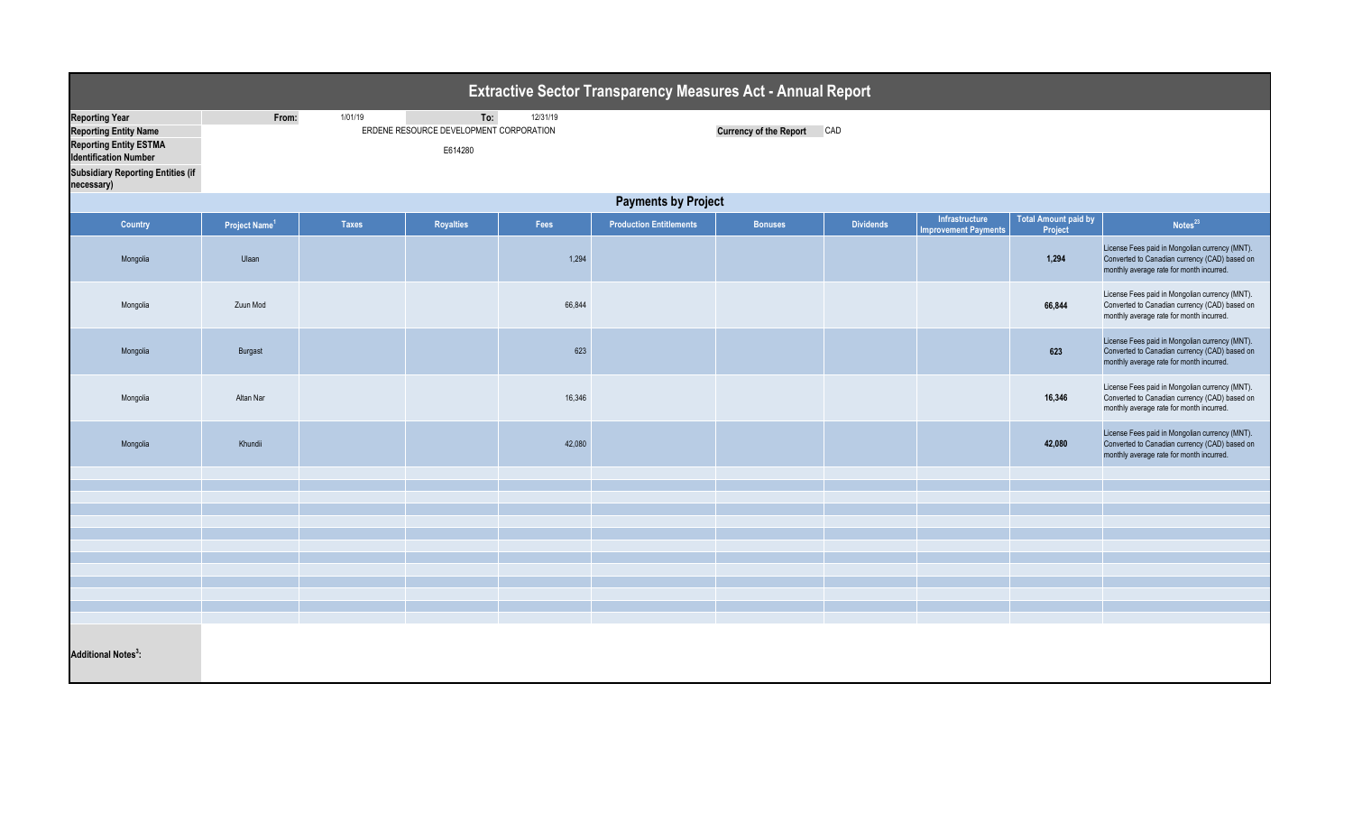# Extractive Sector Transparency Measures Act - Annual Report

**Reporting Year** From: 1/01/19 To: 12/31/19

**Reporting Entity Name** ERDENE RESOURCE DEVELOPMENT CORPORATION

**Currency of the Report** CAD

**Reporting Entity ESTMA Identification Number** E614280

**Subsidiary Reporting Entities (if necessary)**

## Payments by Project

| Country | Project Name[1] | Taxes | Royalties | Fees | Production Entitlements | Bonuses | Dividends | Infrastructure Improvement Payments | Total Amount paid by Project | Notes[23] |
|---|---|---|---|---|---|---|---|---|---|---|
| Mongolia | Ulaan | | | 1,294 | | | | | **1,294** | License Fees paid in Mongolian currency (MNT). Converted to Canadian currency (CAD) based on monthly average rate for month incurred. |
| Mongolia | Zuun Mod | | | 66,844 | | | | | **66,844** | License Fees paid in Mongolian currency (MNT). Converted to Canadian currency (CAD) based on monthly average rate for month incurred. |
| Mongolia | Burgast | | | 623 | | | | | **623** | License Fees paid in Mongolian currency (MNT). Converted to Canadian currency (CAD) based on monthly average rate for month incurred. |
| Mongolia | Altan Nar | | | 16,346 | | | | | **16,346** | License Fees paid in Mongolian currency (MNT). Converted to Canadian currency (CAD) based on monthly average rate for month incurred. |
| Mongolia | Khundii | | | 42,080 | | | | | **42,080** | License Fees paid in Mongolian currency (MNT). Converted to Canadian currency (CAD) based on monthly average rate for month incurred. |

**Additional Notes[3]:**